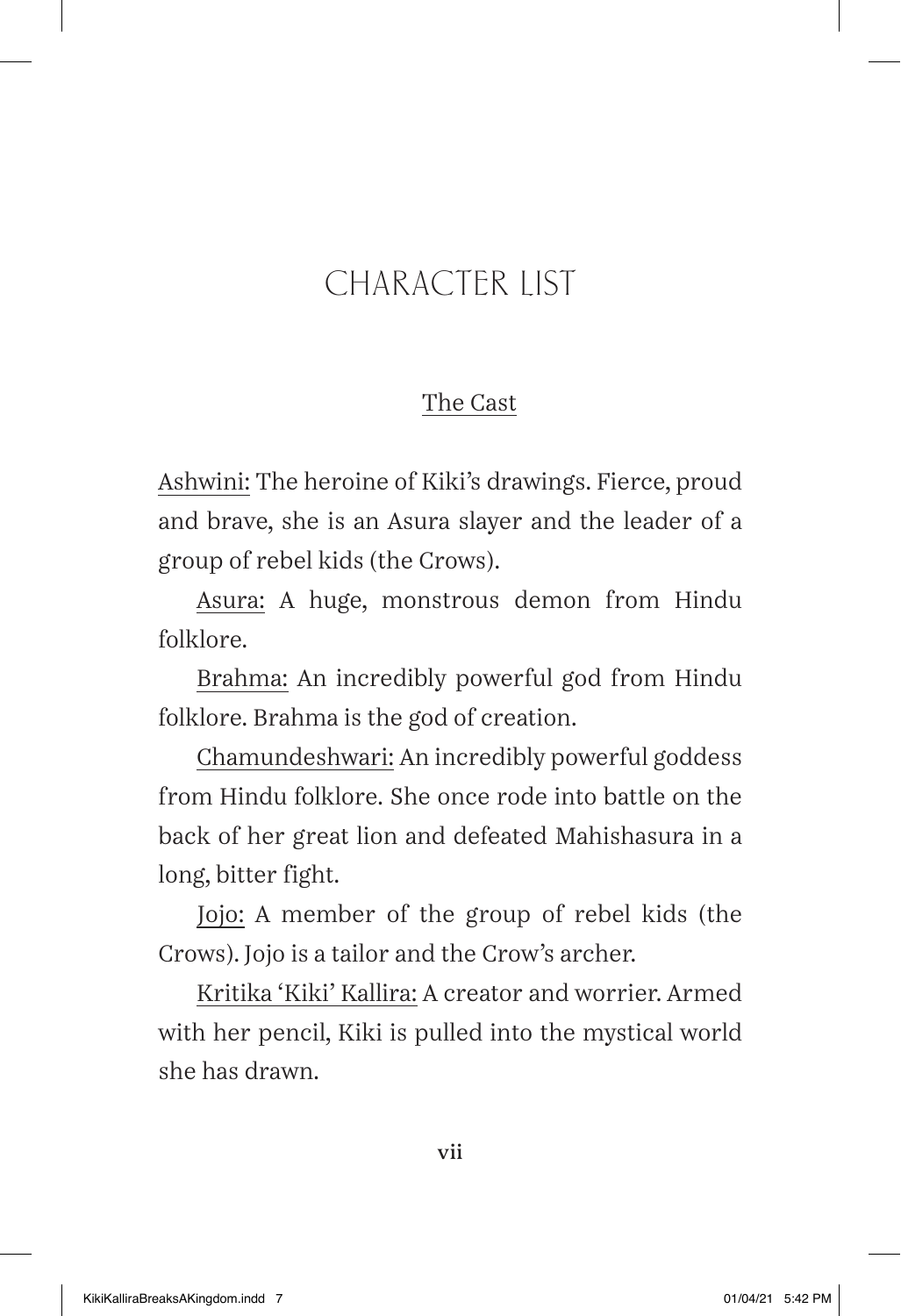# CHARACTER LIST

## The Cast

Ashwini: The heroine of Kiki's drawings. Fierce, proud and brave, she is an Asura slayer and the leader of a group of rebel kids (the Crows).

Asura: A huge, monstrous demon from Hindu folklore.

Brahma: An incredibly powerful god from Hindu folklore. Brahma is the god of creation.

Chamundeshwari: An incredibly powerful goddess from Hindu folklore. She once rode into battle on the back of her great lion and defeated Mahishasura in a long, bitter fight.

Jojo: A member of the group of rebel kids (the Crows). Jojo is a tailor and the Crow's archer.

Kritika 'Kiki' Kallira: A creator and worrier. Armed with her pencil, Kiki is pulled into the mystical world she has drawn.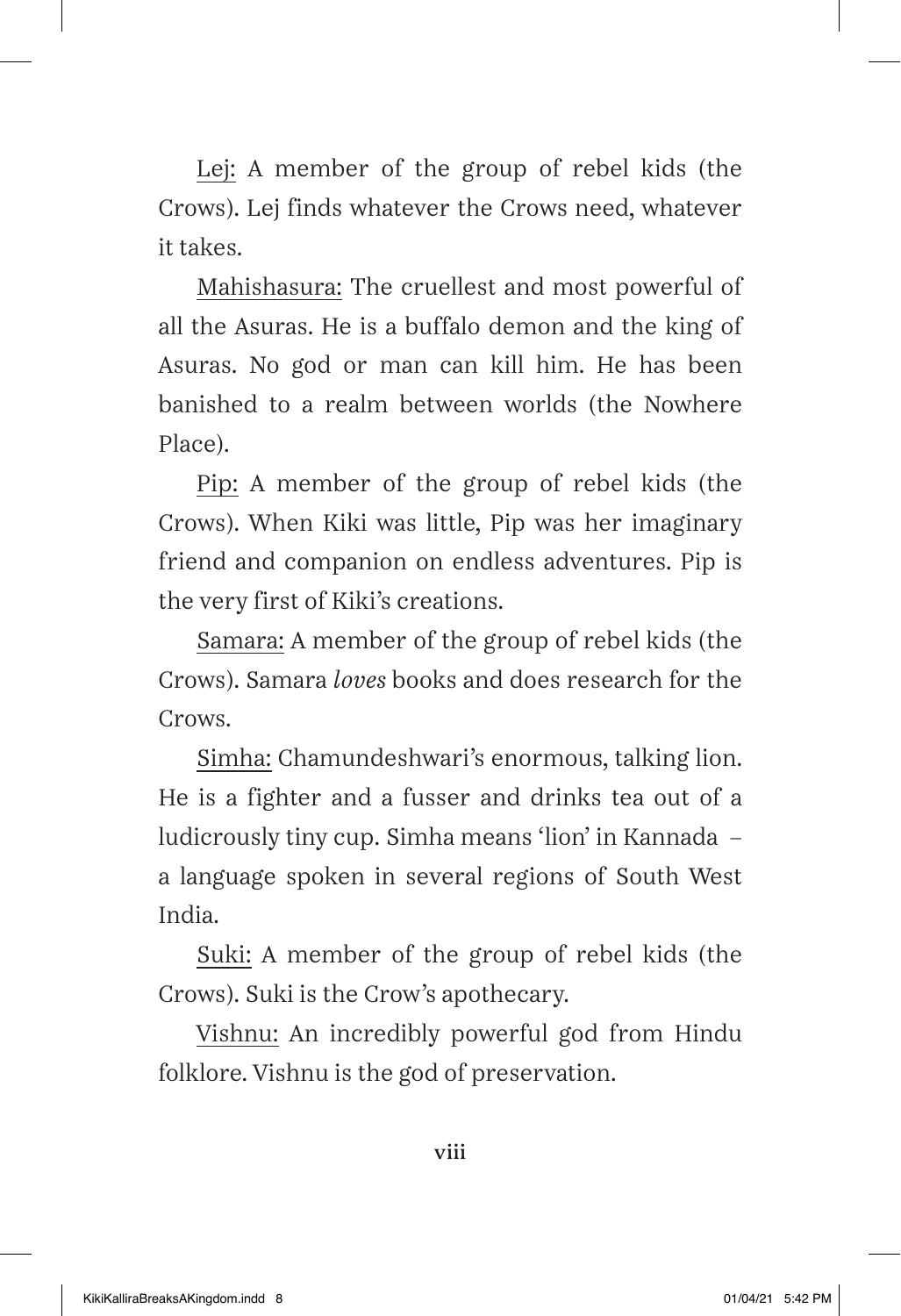<u>Lej:</u> A member of the group of rebel kids (the Crows). Lej finds whatever the Crows need, whatever it takes.

<u>Mahishasura:</u> The cruellest and most powerful of all the Asuras. He is a buffalo demon and the king of Asuras. No god or man can kill him. He has been banished to a realm between worlds (the Nowhere Place).

<u>Pip:</u> A member of the group of rebel kids (the Crows). When Kiki was little, Pip was her imaginary friend and companion on endless adventures. Pip is the very first of Kiki's creations.

<u>Samara:</u> A member of the group of rebel kids (the Crows). Samara *loves* books and does research for the Crows.

<u>Simha:</u> Chamundeshwari's enormous, talking lion. He is a fighter and a fusser and drinks tea out of a ludicrously tiny cup. Simha means 'lion' in Kannada – a language spoken in several regions of South West India.

<u>Suki:</u> A member of the group of rebel kids (the Crows). Suki is the Crow's apothecary.

<u>Vishnu:</u> An incredibly powerful god from Hindu folklore. Vishnu is the god of preservation.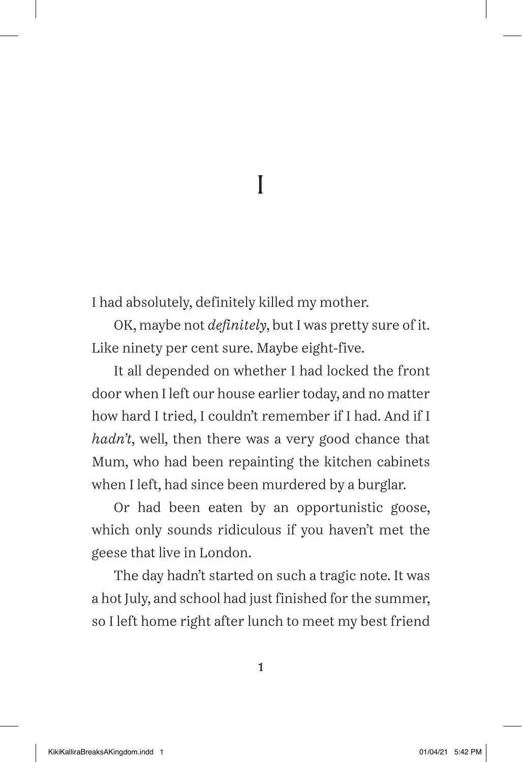# 1

I had absolutely, definitely killed my mother.

OK, maybe not *definitely*, but I was pretty sure of it. Like ninety per cent sure. Maybe eight-five.

It all depended on whether I had locked the front door when I left our house earlier today, and no matter how hard I tried, I couldn't remember if I had. And if I *hadn't*, well, then there was a very good chance that Mum, who had been repainting the kitchen cabinets when I left, had since been murdered by a burglar.

Or had been eaten by an opportunistic goose, which only sounds ridiculous if you haven't met the geese that live in London.

The day hadn't started on such a tragic note. It was a hot July, and school had just finished for the summer, so I left home right after lunch to meet my best friend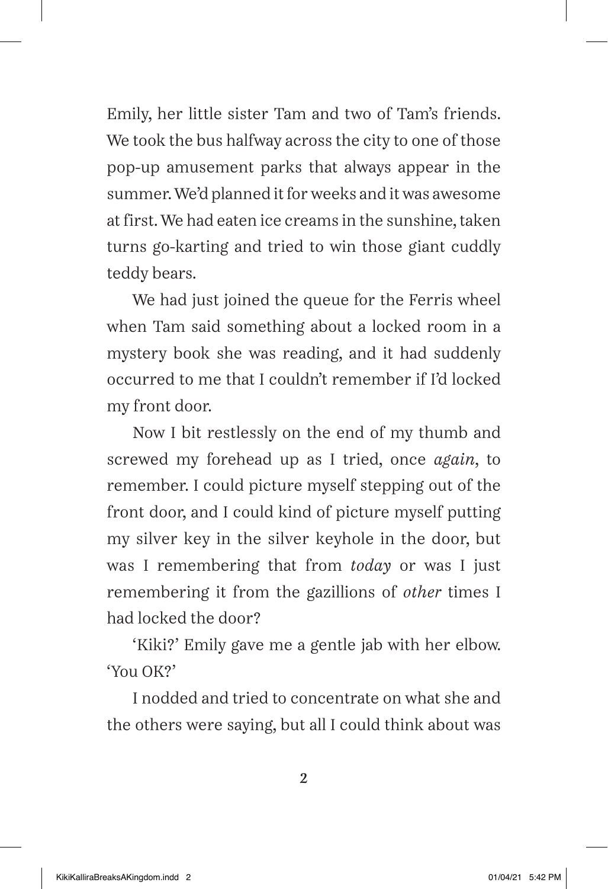Emily, her little sister Tam and two of Tam's friends. We took the bus halfway across the city to one of those pop-up amusement parks that always appear in the summer. We'd planned it for weeks and it was awesome at first. We had eaten ice creams in the sunshine, taken turns go-karting and tried to win those giant cuddly teddy bears.

We had just joined the queue for the Ferris wheel when Tam said something about a locked room in a mystery book she was reading, and it had suddenly occurred to me that I couldn't remember if I'd locked my front door.

Now I bit restlessly on the end of my thumb and screwed my forehead up as I tried, once *again*, to remember. I could picture myself stepping out of the front door, and I could kind of picture myself putting my silver key in the silver keyhole in the door, but was I remembering that from *today* or was I just remembering it from the gazillions of *other* times I had locked the door?

'Kiki?' Emily gave me a gentle jab with her elbow. 'You OK?'

I nodded and tried to concentrate on what she and the others were saying, but all I could think about was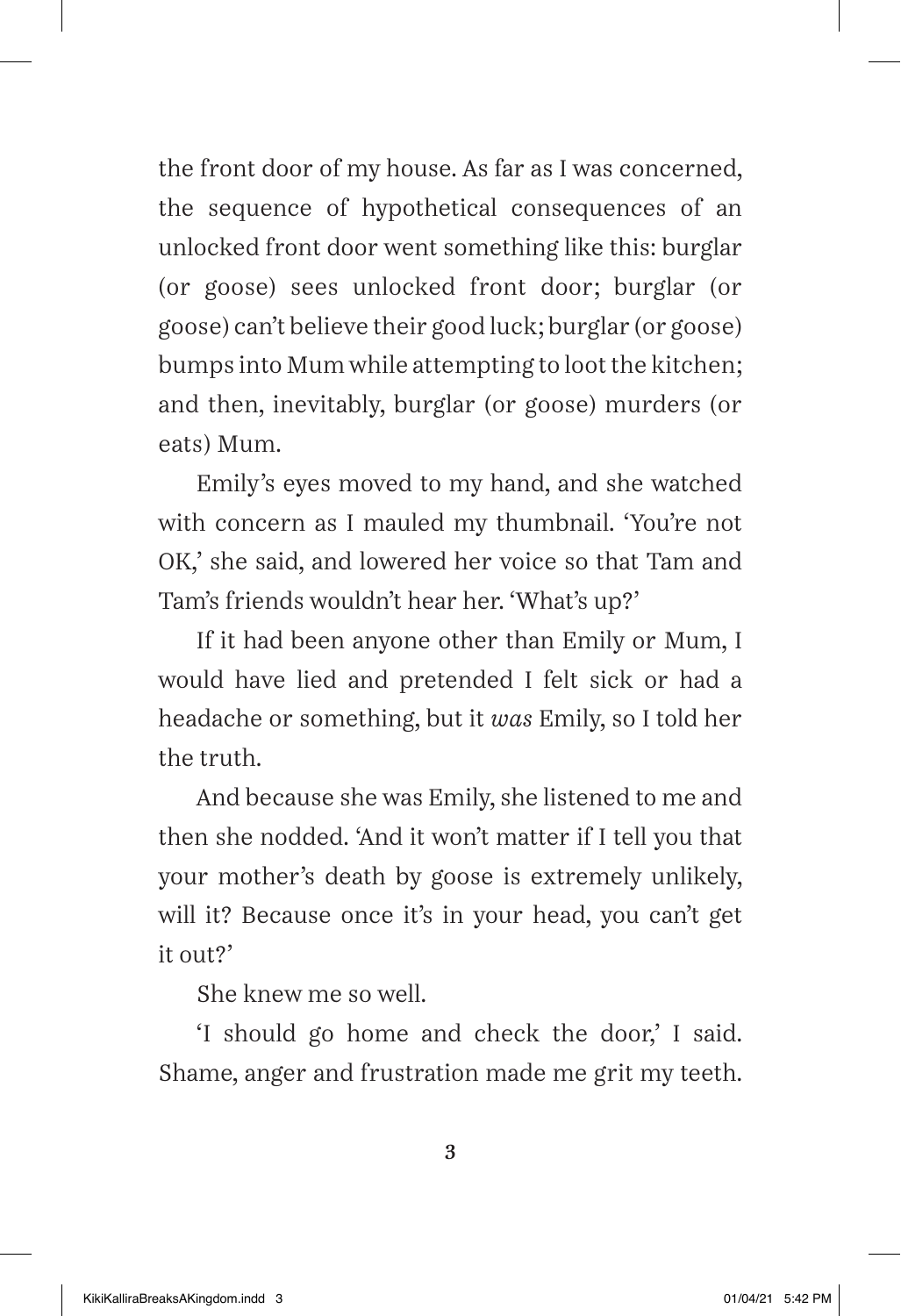the front door of my house. As far as I was concerned, the sequence of hypothetical consequences of an unlocked front door went something like this: burglar (or goose) sees unlocked front door; burglar (or goose) can't believe their good luck; burglar (or goose) bumps into Mum while attempting to loot the kitchen; and then, inevitably, burglar (or goose) murders (or eats) Mum.

Emily's eyes moved to my hand, and she watched with concern as I mauled my thumbnail. 'You're not OK,' she said, and lowered her voice so that Tam and Tam's friends wouldn't hear her. 'What's up?'

If it had been anyone other than Emily or Mum, I would have lied and pretended I felt sick or had a headache or something, but it *was* Emily, so I told her the truth.

And because she was Emily, she listened to me and then she nodded. 'And it won't matter if I tell you that your mother's death by goose is extremely unlikely, will it? Because once it's in your head, you can't get it out?'

She knew me so well.

'I should go home and check the door,' I said. Shame, anger and frustration made me grit my teeth.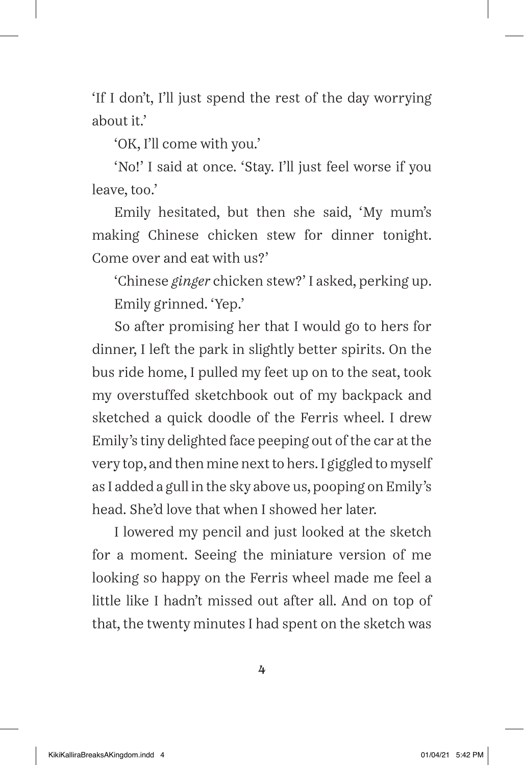'If I don't, I'll just spend the rest of the day worrying about it.'

'OK, I'll come with you.'

'No!' I said at once. 'Stay. I'll just feel worse if you leave, too.'

Emily hesitated, but then she said, 'My mum's making Chinese chicken stew for dinner tonight. Come over and eat with us?'

'Chinese *ginger* chicken stew?' I asked, perking up.

Emily grinned. 'Yep.'

So after promising her that I would go to hers for dinner, I left the park in slightly better spirits. On the bus ride home, I pulled my feet up on to the seat, took my overstuffed sketchbook out of my backpack and sketched a quick doodle of the Ferris wheel. I drew Emily's tiny delighted face peeping out of the car at the very top, and then mine next to hers. I giggled to myself as I added a gull in the sky above us, pooping on Emily's head. She'd love that when I showed her later.

I lowered my pencil and just looked at the sketch for a moment. Seeing the miniature version of me looking so happy on the Ferris wheel made me feel a little like I hadn't missed out after all. And on top of that, the twenty minutes I had spent on the sketch was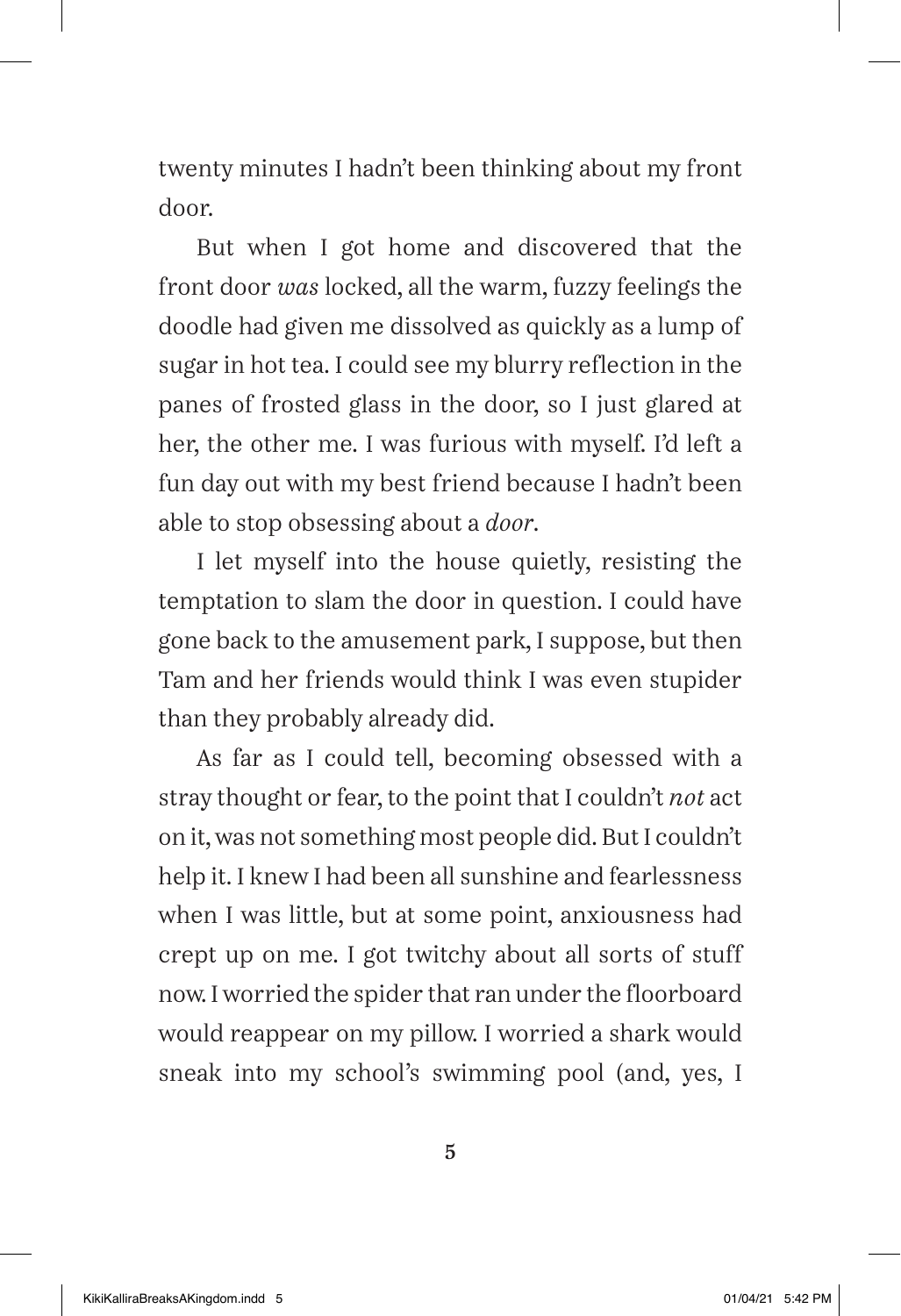twenty minutes I hadn't been thinking about my front door.

But when I got home and discovered that the front door *was* locked, all the warm, fuzzy feelings the doodle had given me dissolved as quickly as a lump of sugar in hot tea. I could see my blurry reflection in the panes of frosted glass in the door, so I just glared at her, the other me. I was furious with myself. I'd left a fun day out with my best friend because I hadn't been able to stop obsessing about a *door*.

I let myself into the house quietly, resisting the temptation to slam the door in question. I could have gone back to the amusement park, I suppose, but then Tam and her friends would think I was even stupider than they probably already did.

As far as I could tell, becoming obsessed with a stray thought or fear, to the point that I couldn't *not* act on it, was not something most people did. But I couldn't help it. I knew I had been all sunshine and fearlessness when I was little, but at some point, anxiousness had crept up on me. I got twitchy about all sorts of stuff now. I worried the spider that ran under the floorboard would reappear on my pillow. I worried a shark would sneak into my school's swimming pool (and, yes, I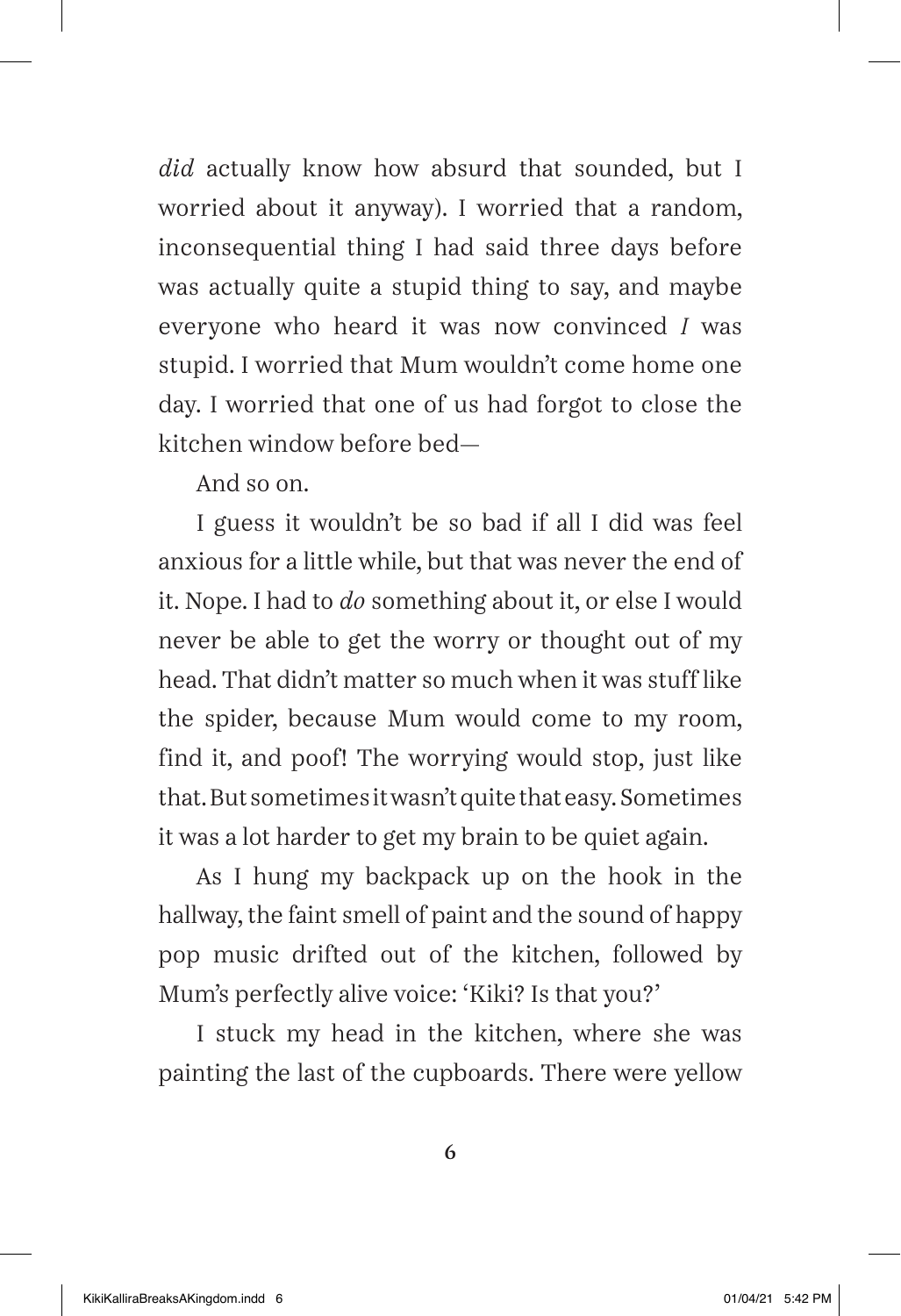*did* actually know how absurd that sounded, but I worried about it anyway). I worried that a random, inconsequential thing I had said three days before was actually quite a stupid thing to say, and maybe everyone who heard it was now convinced *I* was stupid. I worried that Mum wouldn't come home one day. I worried that one of us had forgot to close the kitchen window before bed—

And so on.

I guess it wouldn't be so bad if all I did was feel anxious for a little while, but that was never the end of it. Nope. I had to *do* something about it, or else I would never be able to get the worry or thought out of my head. That didn't matter so much when it was stuff like the spider, because Mum would come to my room, find it, and poof! The worrying would stop, just like that. But sometimes it wasn't quite that easy. Sometimes it was a lot harder to get my brain to be quiet again.

As I hung my backpack up on the hook in the hallway, the faint smell of paint and the sound of happy pop music drifted out of the kitchen, followed by Mum's perfectly alive voice: 'Kiki? Is that you?'

I stuck my head in the kitchen, where she was painting the last of the cupboards. There were yellow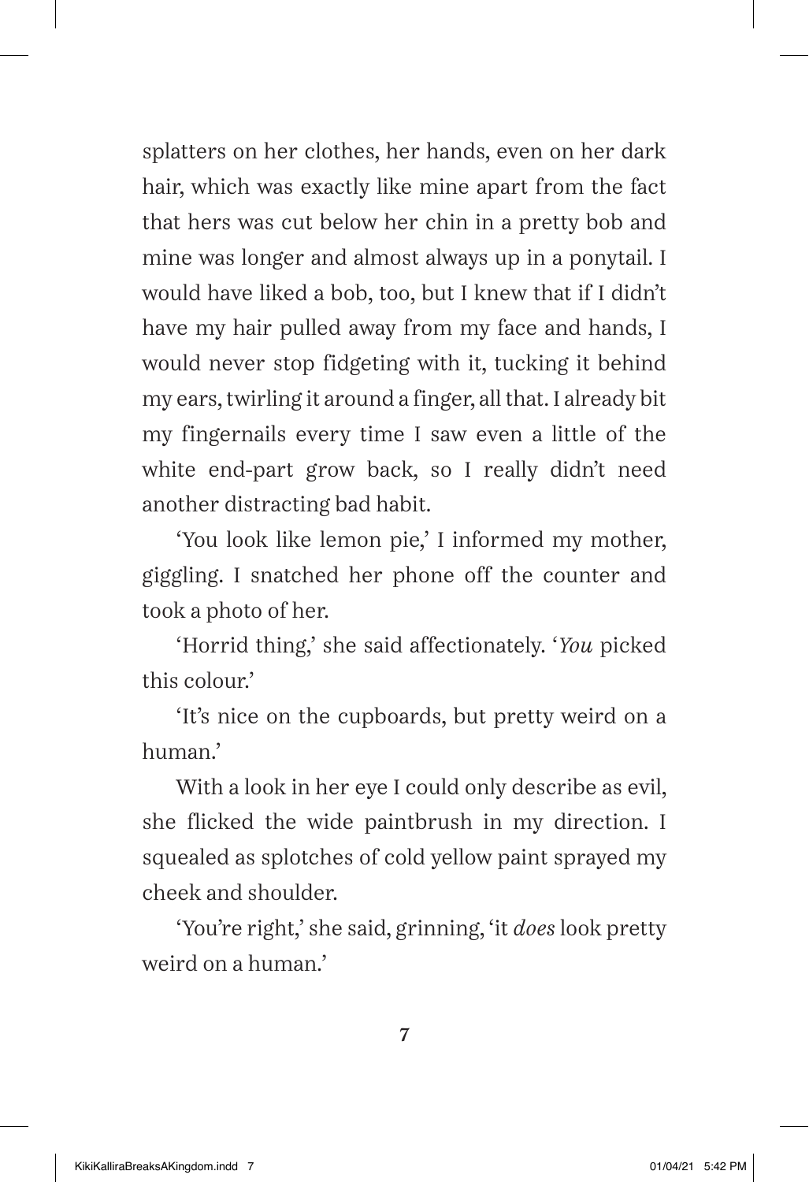splatters on her clothes, her hands, even on her dark hair, which was exactly like mine apart from the fact that hers was cut below her chin in a pretty bob and mine was longer and almost always up in a ponytail. I would have liked a bob, too, but I knew that if I didn't have my hair pulled away from my face and hands, I would never stop fidgeting with it, tucking it behind my ears, twirling it around a finger, all that. I already bit my fingernails every time I saw even a little of the white end-part grow back, so I really didn't need another distracting bad habit.

'You look like lemon pie,' I informed my mother, giggling. I snatched her phone off the counter and took a photo of her.

'Horrid thing,' she said affectionately. '*You* picked this colour.'

'It's nice on the cupboards, but pretty weird on a human.'

With a look in her eye I could only describe as evil, she flicked the wide paintbrush in my direction. I squealed as splotches of cold yellow paint sprayed my cheek and shoulder.

'You're right,' she said, grinning, 'it *does* look pretty weird on a human.'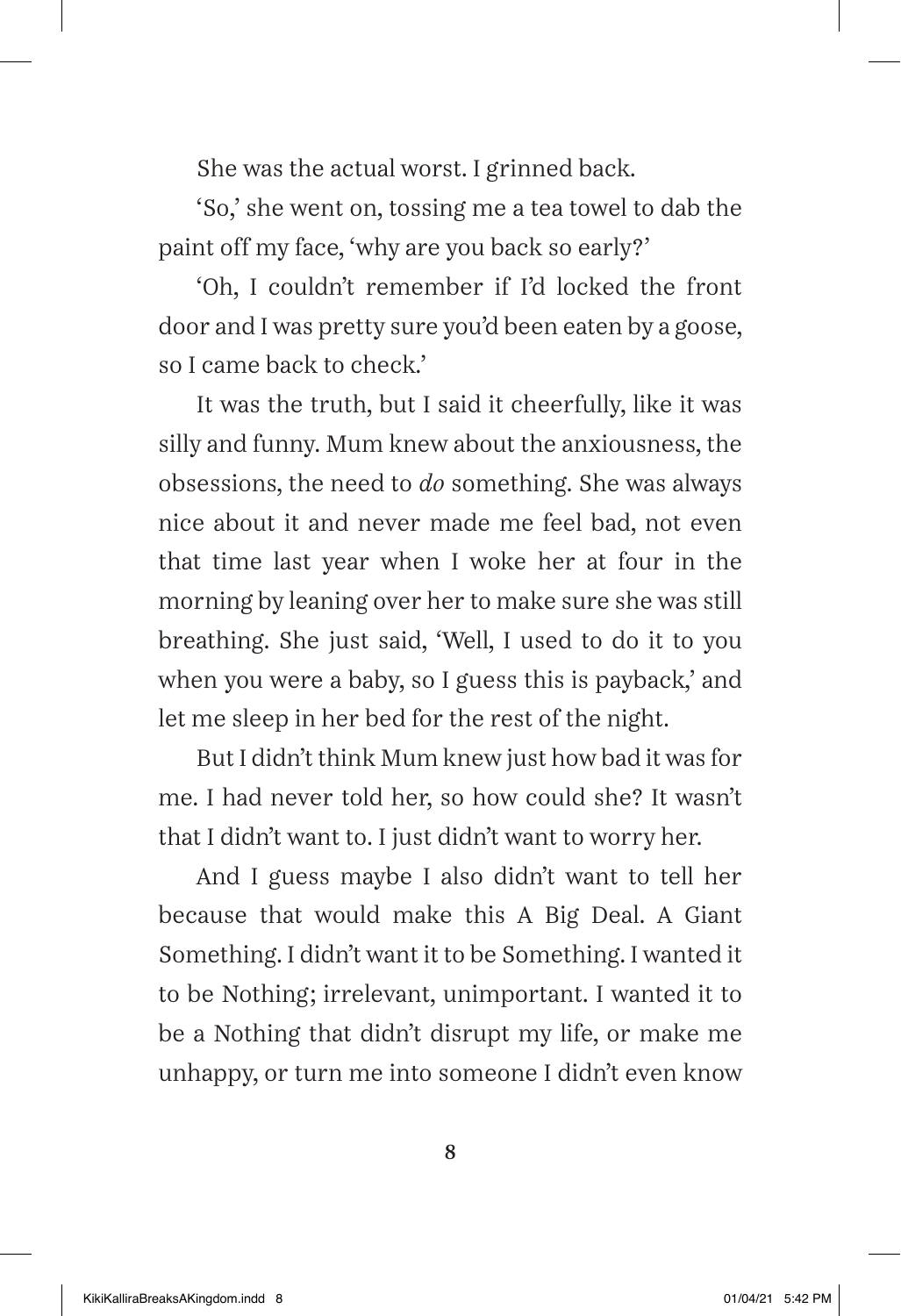She was the actual worst. I grinned back.

'So,' she went on, tossing me a tea towel to dab the paint off my face, 'why are you back so early?'

'Oh, I couldn't remember if I'd locked the front door and I was pretty sure you'd been eaten by a goose, so I came back to check.'

It was the truth, but I said it cheerfully, like it was silly and funny. Mum knew about the anxiousness, the obsessions, the need to *do* something. She was always nice about it and never made me feel bad, not even that time last year when I woke her at four in the morning by leaning over her to make sure she was still breathing. She just said, 'Well, I used to do it to you when you were a baby, so I guess this is payback,' and let me sleep in her bed for the rest of the night.

But I didn't think Mum knew just how bad it was for me. I had never told her, so how could she? It wasn't that I didn't want to. I just didn't want to worry her.

And I guess maybe I also didn't want to tell her because that would make this A Big Deal. A Giant Something. I didn't want it to be Something. I wanted it to be Nothing; irrelevant, unimportant. I wanted it to be a Nothing that didn't disrupt my life, or make me unhappy, or turn me into someone I didn't even know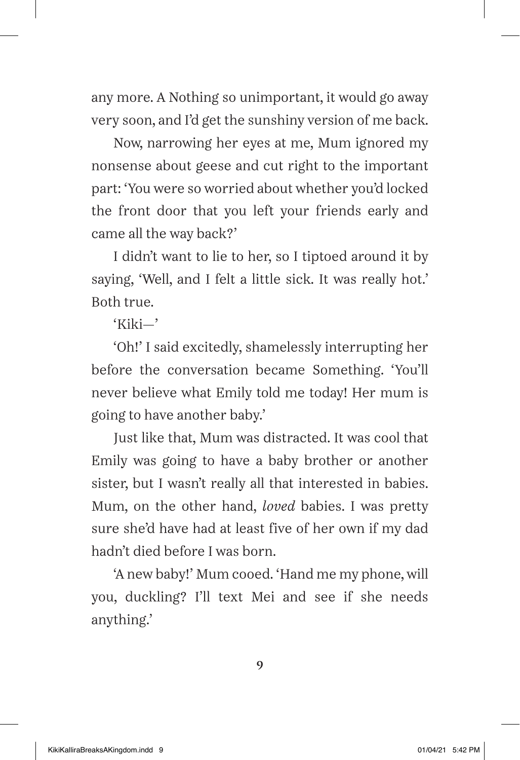any more. A Nothing so unimportant, it would go away very soon, and I'd get the sunshiny version of me back.

Now, narrowing her eyes at me, Mum ignored my nonsense about geese and cut right to the important part: 'You were so worried about whether you'd locked the front door that you left your friends early and came all the way back?'

I didn't want to lie to her, so I tiptoed around it by saying, 'Well, and I felt a little sick. It was really hot.' Both true.

'Kiki—'

'Oh!' I said excitedly, shamelessly interrupting her before the conversation became Something. 'You'll never believe what Emily told me today! Her mum is going to have another baby.'

Just like that, Mum was distracted. It was cool that Emily was going to have a baby brother or another sister, but I wasn't really all that interested in babies. Mum, on the other hand, *loved* babies. I was pretty sure she'd have had at least five of her own if my dad hadn't died before I was born.

'A new baby!' Mum cooed. 'Hand me my phone, will you, duckling? I'll text Mei and see if she needs anything.'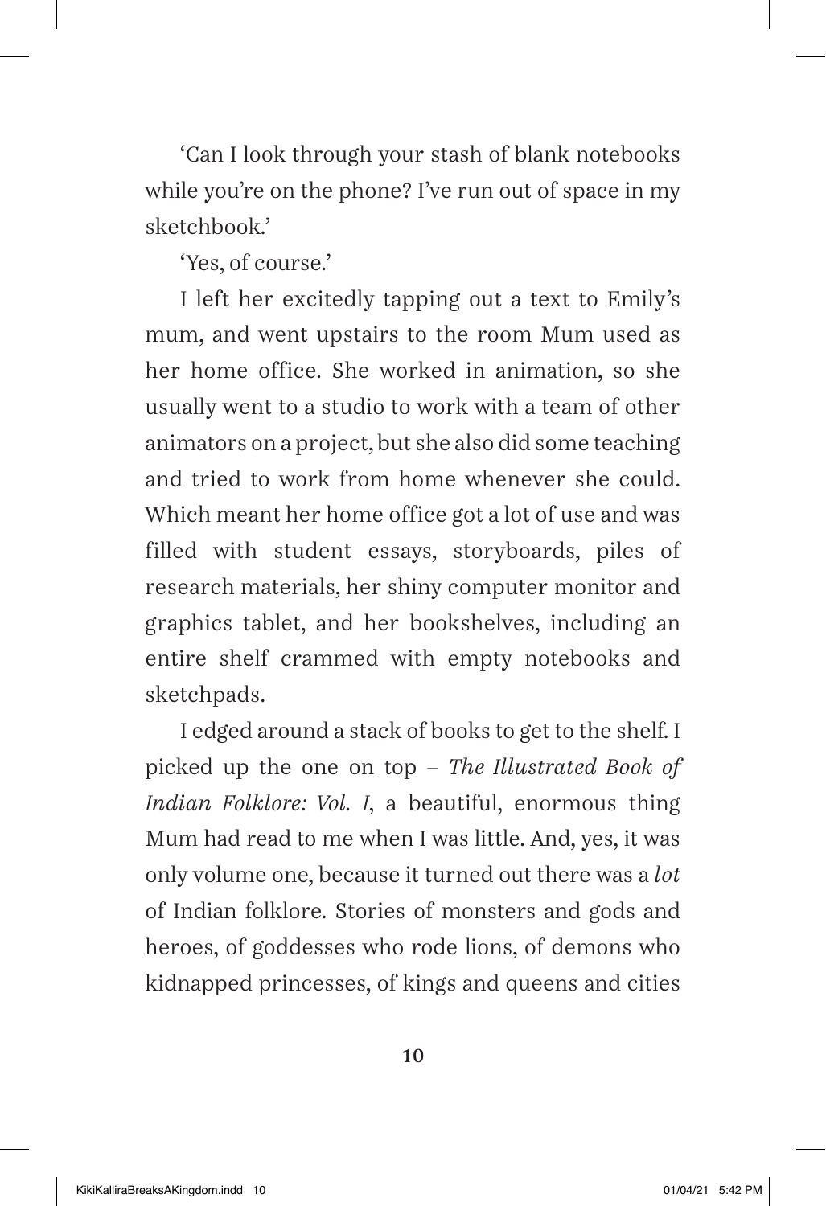'Can I look through your stash of blank notebooks while you're on the phone? I've run out of space in my sketchbook.'

'Yes, of course.'

I left her excitedly tapping out a text to Emily's mum, and went upstairs to the room Mum used as her home office. She worked in animation, so she usually went to a studio to work with a team of other animators on a project, but she also did some teaching and tried to work from home whenever she could. Which meant her home office got a lot of use and was filled with student essays, storyboards, piles of research materials, her shiny computer monitor and graphics tablet, and her bookshelves, including an entire shelf crammed with empty notebooks and sketchpads.

I edged around a stack of books to get to the shelf. I picked up the one on top – *The Illustrated Book of Indian Folklore: Vol. I*, a beautiful, enormous thing Mum had read to me when I was little. And, yes, it was only volume one, because it turned out there was a *lot* of Indian folklore. Stories of monsters and gods and heroes, of goddesses who rode lions, of demons who kidnapped princesses, of kings and queens and cities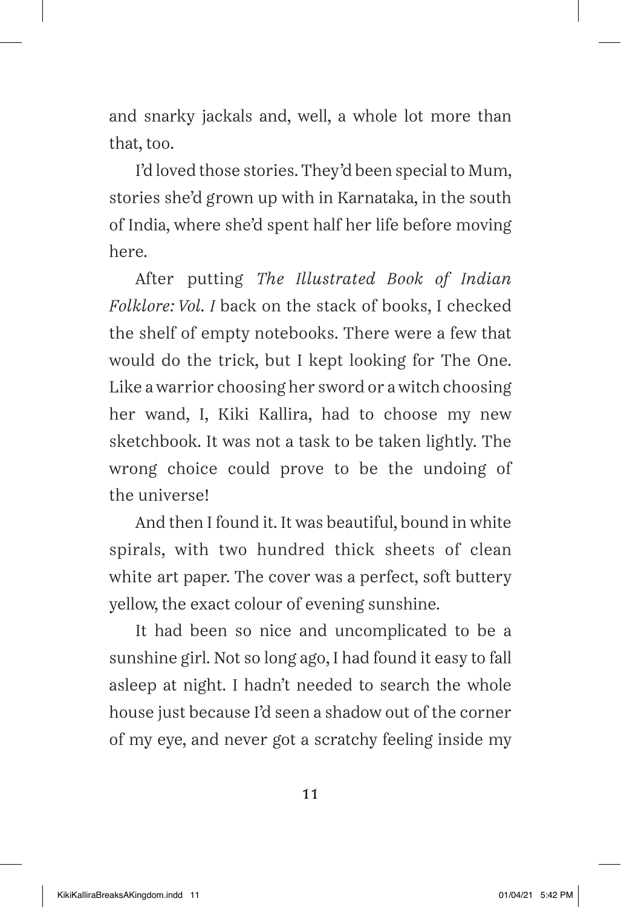and snarky jackals and, well, a whole lot more than that, too.

I'd loved those stories. They'd been special to Mum, stories she'd grown up with in Karnataka, in the south of India, where she'd spent half her life before moving here.

After putting *The Illustrated Book of Indian Folklore: Vol. I* back on the stack of books, I checked the shelf of empty notebooks. There were a few that would do the trick, but I kept looking for The One. Like a warrior choosing her sword or a witch choosing her wand, I, Kiki Kallira, had to choose my new sketchbook. It was not a task to be taken lightly. The wrong choice could prove to be the undoing of the universe!

And then I found it. It was beautiful, bound in white spirals, with two hundred thick sheets of clean white art paper. The cover was a perfect, soft buttery yellow, the exact colour of evening sunshine.

It had been so nice and uncomplicated to be a sunshine girl. Not so long ago, I had found it easy to fall asleep at night. I hadn't needed to search the whole house just because I'd seen a shadow out of the corner of my eye, and never got a scratchy feeling inside my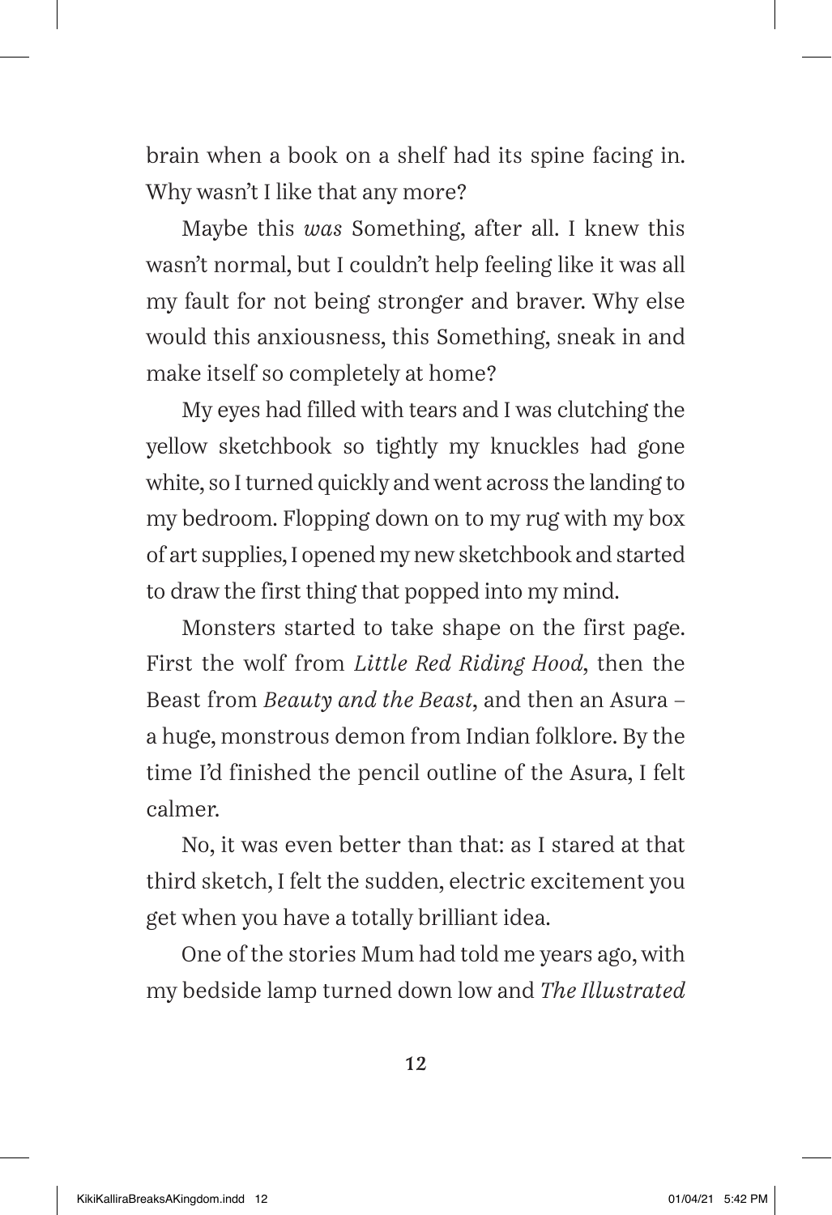brain when a book on a shelf had its spine facing in. Why wasn't I like that any more?

Maybe this *was* Something, after all. I knew this wasn't normal, but I couldn't help feeling like it was all my fault for not being stronger and braver. Why else would this anxiousness, this Something, sneak in and make itself so completely at home?

My eyes had filled with tears and I was clutching the yellow sketchbook so tightly my knuckles had gone white, so I turned quickly and went across the landing to my bedroom. Flopping down on to my rug with my box of art supplies, I opened my new sketchbook and started to draw the first thing that popped into my mind.

Monsters started to take shape on the first page. First the wolf from *Little Red Riding Hood*, then the Beast from *Beauty and the Beast*, and then an Asura – a huge, monstrous demon from Indian folklore. By the time I'd finished the pencil outline of the Asura, I felt calmer.

No, it was even better than that: as I stared at that third sketch, I felt the sudden, electric excitement you get when you have a totally brilliant idea.

One of the stories Mum had told me years ago, with my bedside lamp turned down low and *The Illustrated*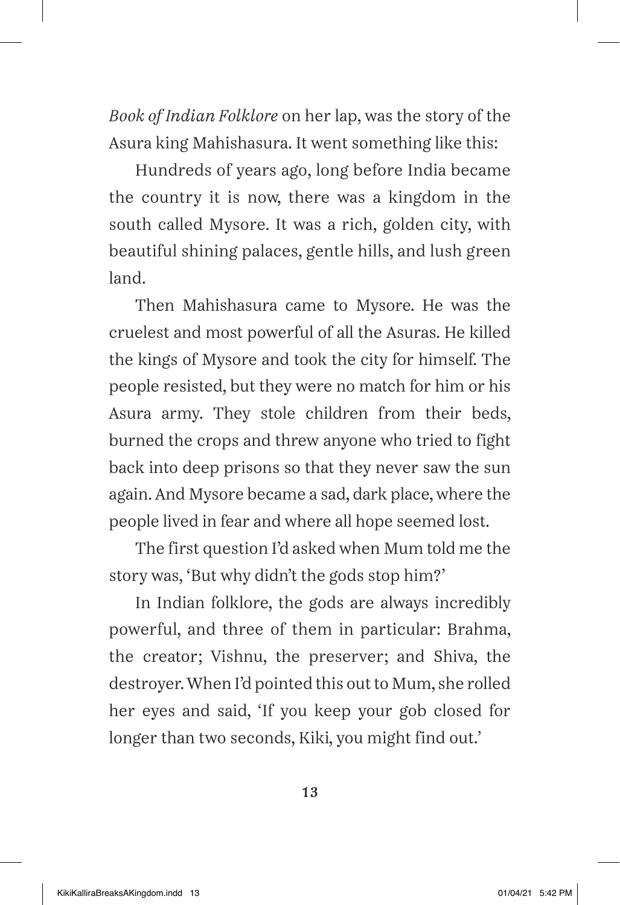*Book of Indian Folklore* on her lap, was the story of the Asura king Mahishasura. It went something like this:

Hundreds of years ago, long before India became the country it is now, there was a kingdom in the south called Mysore. It was a rich, golden city, with beautiful shining palaces, gentle hills, and lush green land.

Then Mahishasura came to Mysore. He was the cruelest and most powerful of all the Asuras. He killed the kings of Mysore and took the city for himself. The people resisted, but they were no match for him or his Asura army. They stole children from their beds, burned the crops and threw anyone who tried to fight back into deep prisons so that they never saw the sun again. And Mysore became a sad, dark place, where the people lived in fear and where all hope seemed lost.

The first question I'd asked when Mum told me the story was, 'But why didn't the gods stop him?'

In Indian folklore, the gods are always incredibly powerful, and three of them in particular: Brahma, the creator; Vishnu, the preserver; and Shiva, the destroyer. When I'd pointed this out to Mum, she rolled her eyes and said, 'If you keep your gob closed for longer than two seconds, Kiki, you might find out.'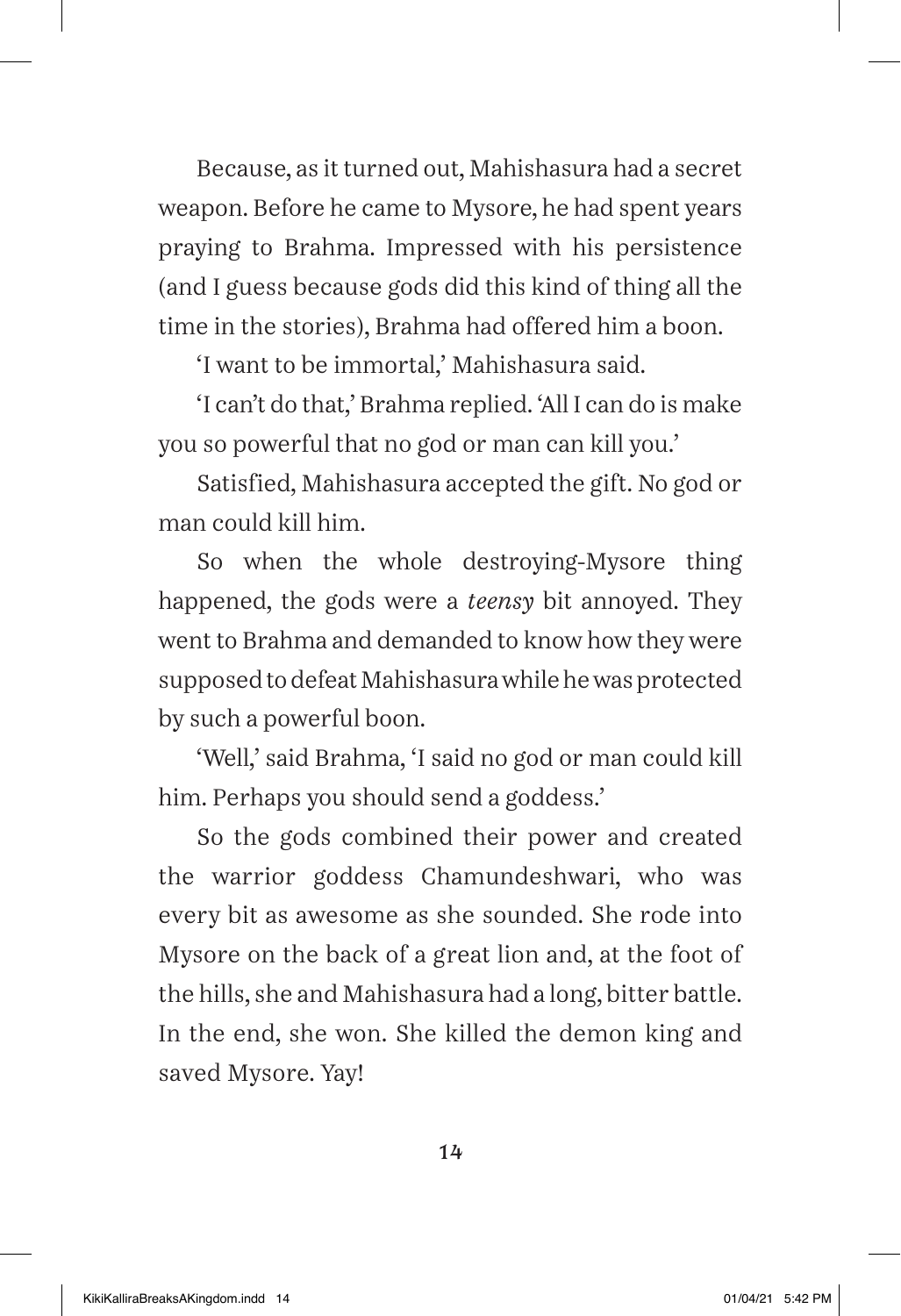Because, as it turned out, Mahishasura had a secret weapon. Before he came to Mysore, he had spent years praying to Brahma. Impressed with his persistence (and I guess because gods did this kind of thing all the time in the stories), Brahma had offered him a boon.

'I want to be immortal,' Mahishasura said.

'I can't do that,' Brahma replied. 'All I can do is make you so powerful that no god or man can kill you.'

Satisfied, Mahishasura accepted the gift. No god or man could kill him.

So when the whole destroying-Mysore thing happened, the gods were a *teensy* bit annoyed. They went to Brahma and demanded to know how they were supposed to defeat Mahishasura while he was protected by such a powerful boon.

'Well,' said Brahma, 'I said no god or man could kill him. Perhaps you should send a goddess.'

So the gods combined their power and created the warrior goddess Chamundeshwari, who was every bit as awesome as she sounded. She rode into Mysore on the back of a great lion and, at the foot of the hills, she and Mahishasura had a long, bitter battle. In the end, she won. She killed the demon king and saved Mysore. Yay!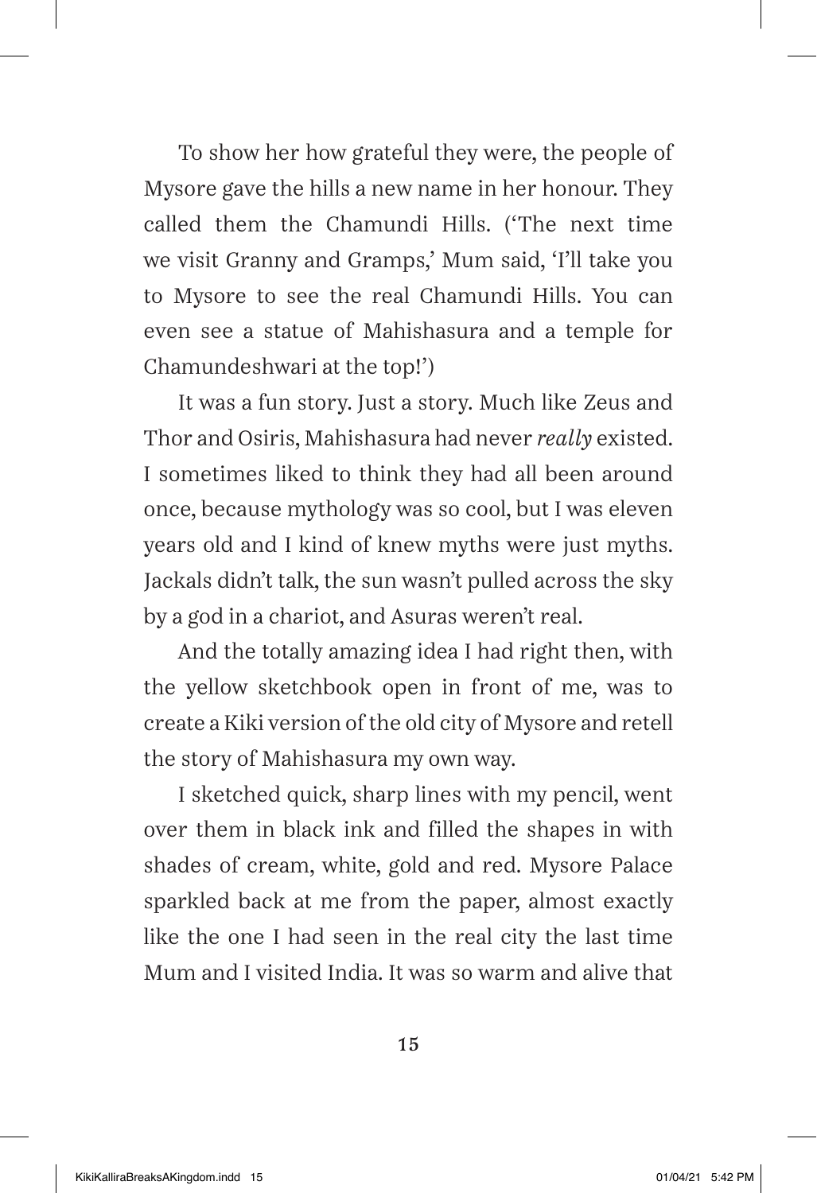To show her how grateful they were, the people of Mysore gave the hills a new name in her honour. They called them the Chamundi Hills. ('The next time we visit Granny and Gramps,' Mum said, 'I'll take you to Mysore to see the real Chamundi Hills. You can even see a statue of Mahishasura and a temple for Chamundeshwari at the top!')

It was a fun story. Just a story. Much like Zeus and Thor and Osiris, Mahishasura had never *really* existed. I sometimes liked to think they had all been around once, because mythology was so cool, but I was eleven years old and I kind of knew myths were just myths. Jackals didn't talk, the sun wasn't pulled across the sky by a god in a chariot, and Asuras weren't real.

And the totally amazing idea I had right then, with the yellow sketchbook open in front of me, was to create a Kiki version of the old city of Mysore and retell the story of Mahishasura my own way.

I sketched quick, sharp lines with my pencil, went over them in black ink and filled the shapes in with shades of cream, white, gold and red. Mysore Palace sparkled back at me from the paper, almost exactly like the one I had seen in the real city the last time Mum and I visited India. It was so warm and alive that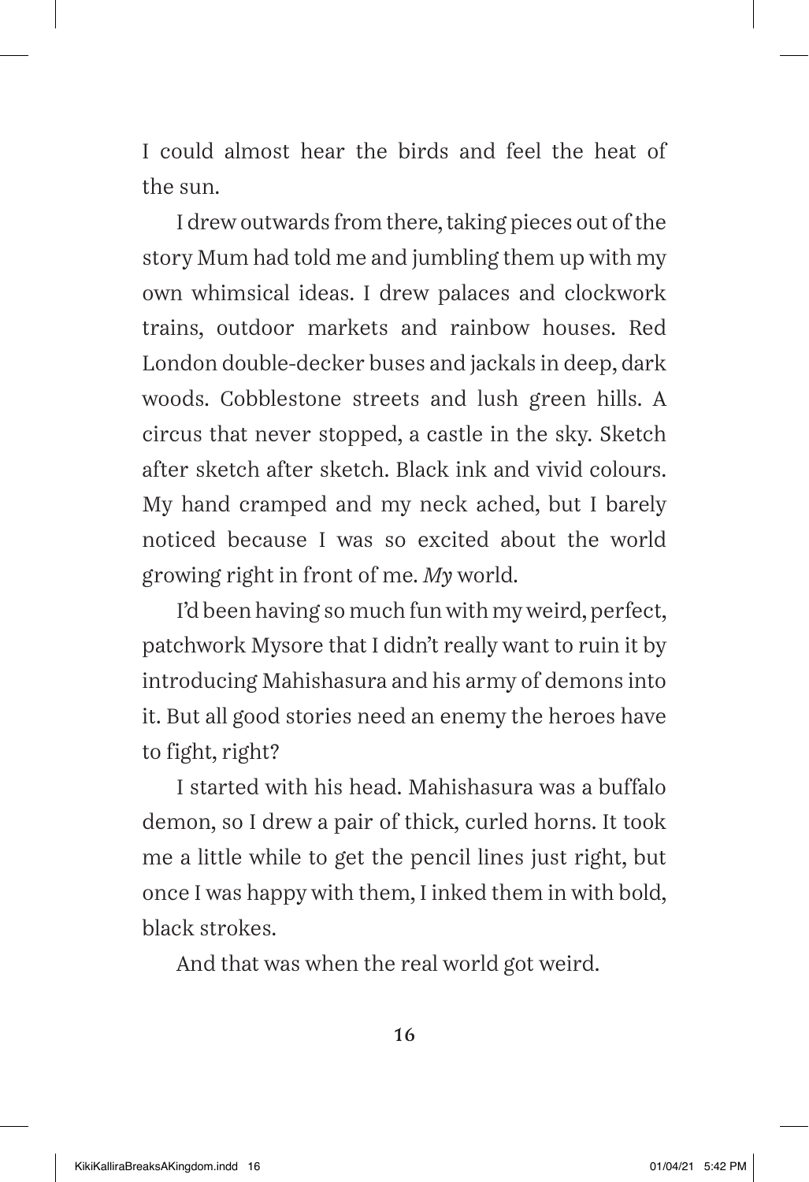I could almost hear the birds and feel the heat of the sun.

I drew outwards from there, taking pieces out of the story Mum had told me and jumbling them up with my own whimsical ideas. I drew palaces and clockwork trains, outdoor markets and rainbow houses. Red London double-decker buses and jackals in deep, dark woods. Cobblestone streets and lush green hills. A circus that never stopped, a castle in the sky. Sketch after sketch after sketch. Black ink and vivid colours. My hand cramped and my neck ached, but I barely noticed because I was so excited about the world growing right in front of me. *My* world.

I'd been having so much fun with my weird, perfect, patchwork Mysore that I didn't really want to ruin it by introducing Mahishasura and his army of demons into it. But all good stories need an enemy the heroes have to fight, right?

I started with his head. Mahishasura was a buffalo demon, so I drew a pair of thick, curled horns. It took me a little while to get the pencil lines just right, but once I was happy with them, I inked them in with bold, black strokes.

And that was when the real world got weird.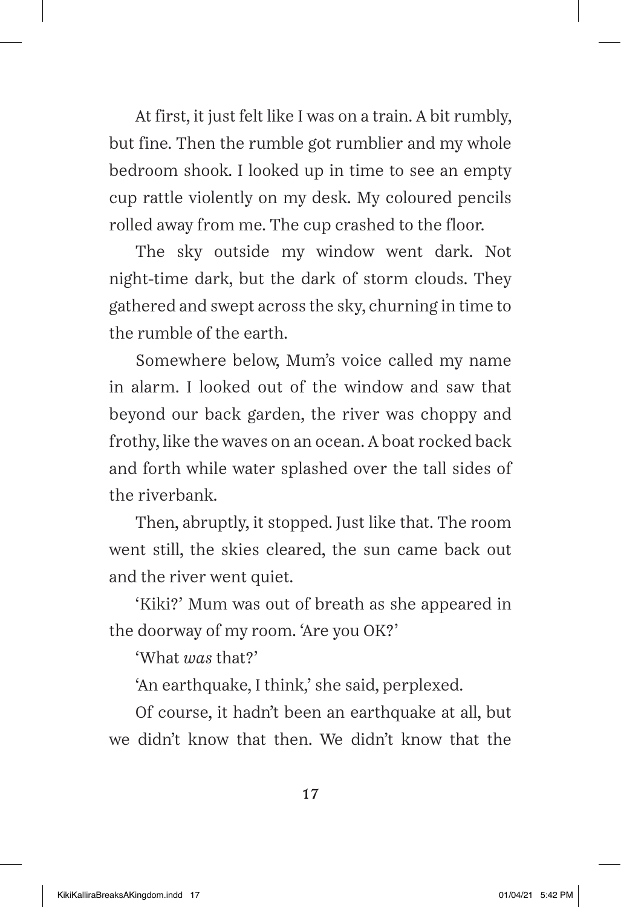At first, it just felt like I was on a train. A bit rumbly, but fine. Then the rumble got rumblier and my whole bedroom shook. I looked up in time to see an empty cup rattle violently on my desk. My coloured pencils rolled away from me. The cup crashed to the floor.

The sky outside my window went dark. Not night-time dark, but the dark of storm clouds. They gathered and swept across the sky, churning in time to the rumble of the earth.

Somewhere below, Mum's voice called my name in alarm. I looked out of the window and saw that beyond our back garden, the river was choppy and frothy, like the waves on an ocean. A boat rocked back and forth while water splashed over the tall sides of the riverbank.

Then, abruptly, it stopped. Just like that. The room went still, the skies cleared, the sun came back out and the river went quiet.

'Kiki?' Mum was out of breath as she appeared in the doorway of my room. 'Are you OK?'

'What *was* that?'

'An earthquake, I think,' she said, perplexed.

Of course, it hadn't been an earthquake at all, but we didn't know that then. We didn't know that the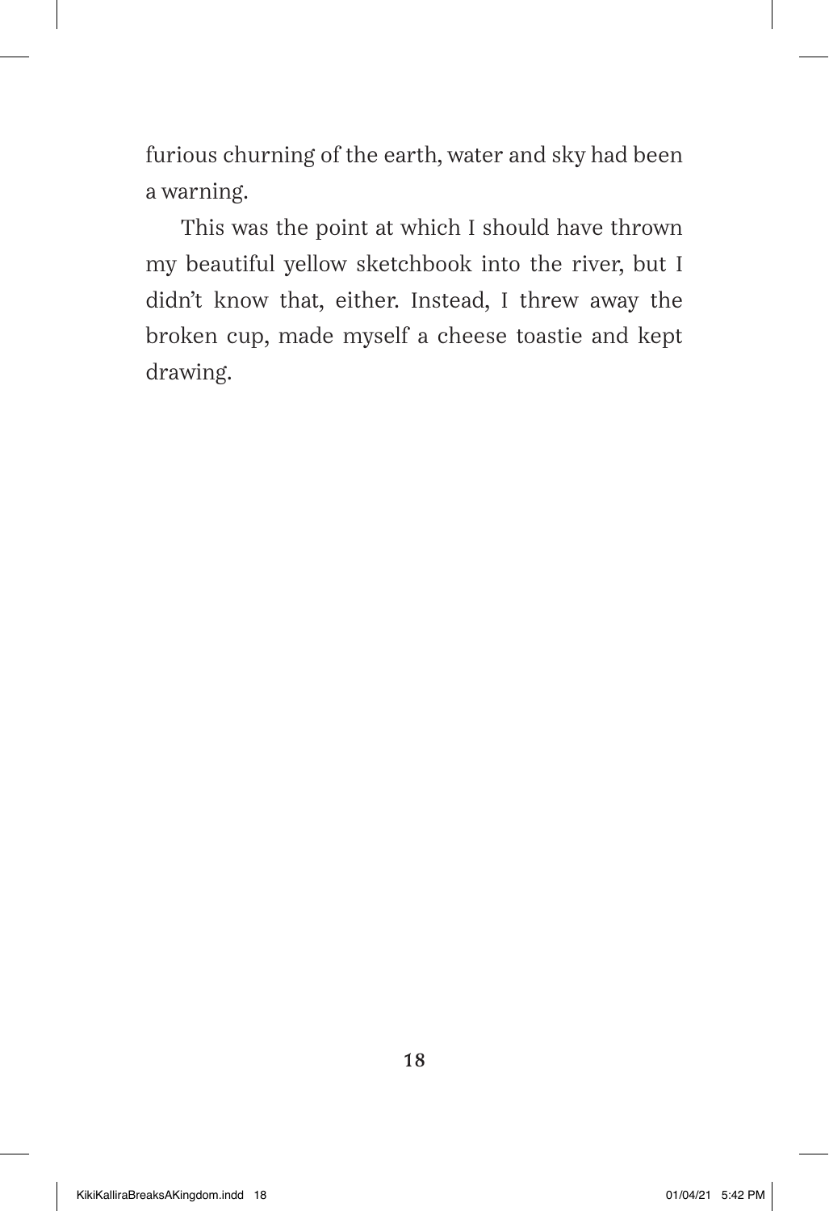furious churning of the earth, water and sky had been a warning.

This was the point at which I should have thrown my beautiful yellow sketchbook into the river, but I didn't know that, either. Instead, I threw away the broken cup, made myself a cheese toastie and kept drawing.